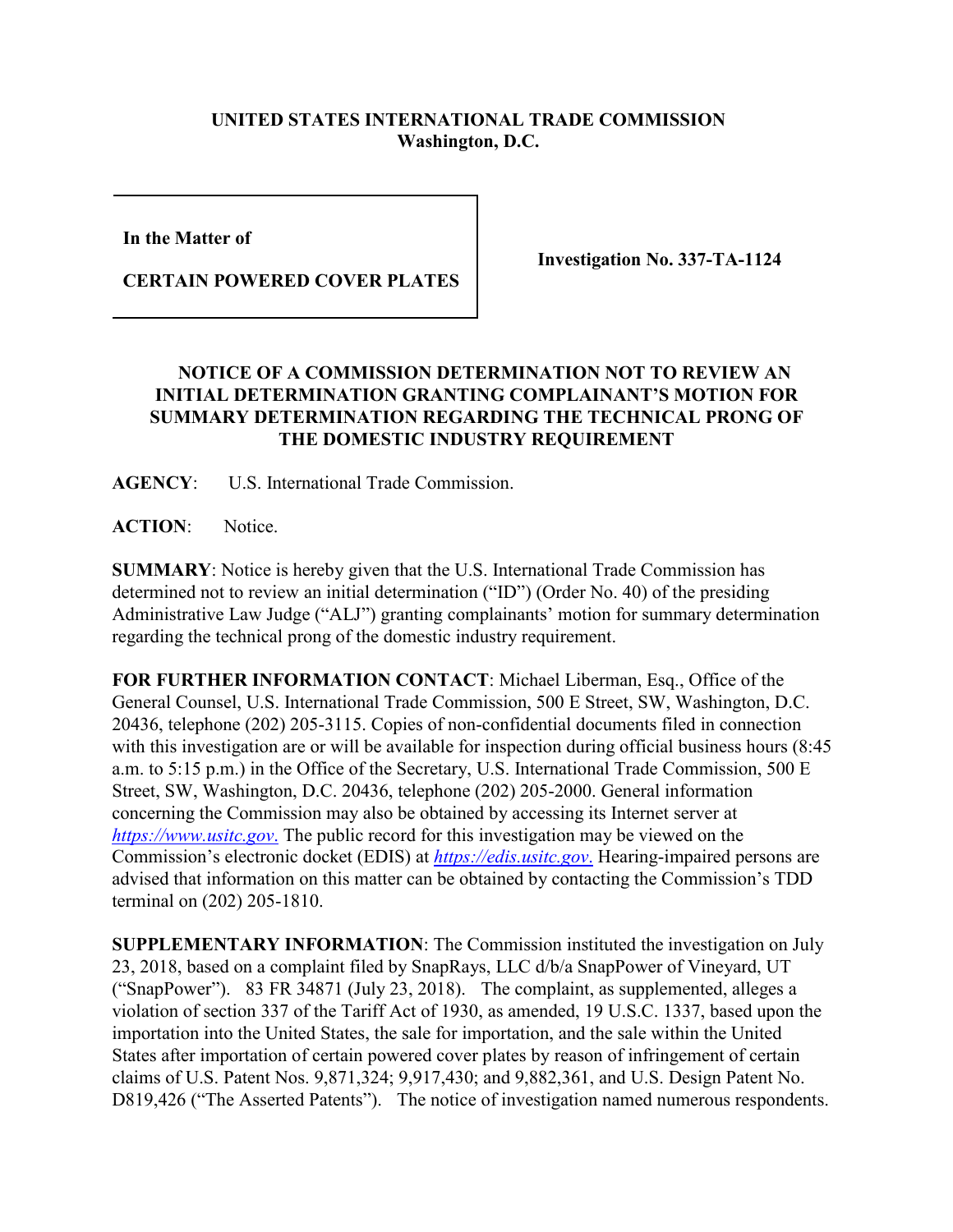**UNITED STATES INTERNATIONAL TRADE COMMISSION**
**Washington, D.C.**

| In the Matter of<br><br>CERTAIN POWERED COVER PLATES | Investigation No. 337-TA-1124 |
|---|---|

**NOTICE OF A COMMISSION DETERMINATION NOT TO REVIEW AN INITIAL DETERMINATION GRANTING COMPLAINANT'S MOTION FOR SUMMARY DETERMINATION REGARDING THE TECHNICAL PRONG OF THE DOMESTIC INDUSTRY REQUIREMENT**

**AGENCY**: U.S. International Trade Commission.

**ACTION**: Notice.

**SUMMARY**: Notice is hereby given that the U.S. International Trade Commission has determined not to review an initial determination ("ID") (Order No. 40) of the presiding Administrative Law Judge ("ALJ") granting complainants' motion for summary determination regarding the technical prong of the domestic industry requirement.

**FOR FURTHER INFORMATION CONTACT**: Michael Liberman, Esq., Office of the General Counsel, U.S. International Trade Commission, 500 E Street, SW, Washington, D.C. 20436, telephone (202) 205-3115. Copies of non-confidential documents filed in connection with this investigation are or will be available for inspection during official business hours (8:45 a.m. to 5:15 p.m.) in the Office of the Secretary, U.S. International Trade Commission, 500 E Street, SW, Washington, D.C. 20436, telephone (202) 205-2000. General information concerning the Commission may also be obtained by accessing its Internet server at *https://www.usitc.gov.* The public record for this investigation may be viewed on the Commission's electronic docket (EDIS) at *https://edis.usitc.gov.* Hearing-impaired persons are advised that information on this matter can be obtained by contacting the Commission's TDD terminal on (202) 205-1810.

**SUPPLEMENTARY INFORMATION**: The Commission instituted the investigation on July 23, 2018, based on a complaint filed by SnapRays, LLC d/b/a SnapPower of Vineyard, UT ("SnapPower"). 83 FR 34871 (July 23, 2018). The complaint, as supplemented, alleges a violation of section 337 of the Tariff Act of 1930, as amended, 19 U.S.C. 1337, based upon the importation into the United States, the sale for importation, and the sale within the United States after importation of certain powered cover plates by reason of infringement of certain claims of U.S. Patent Nos. 9,871,324; 9,917,430; and 9,882,361, and U.S. Design Patent No. D819,426 ("The Asserted Patents"). The notice of investigation named numerous respondents.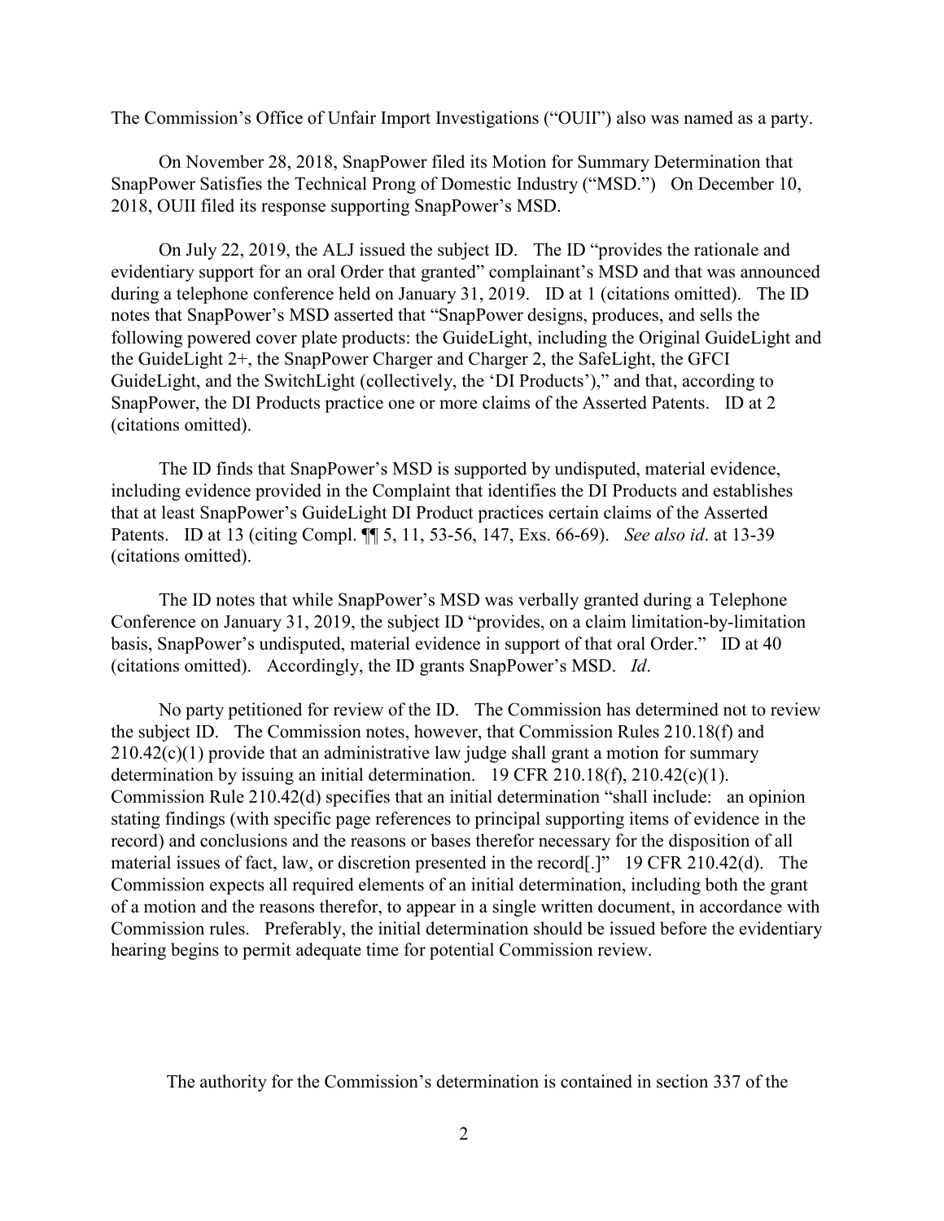The Commission's Office of Unfair Import Investigations ("OUII") also was named as a party.

On November 28, 2018, SnapPower filed its Motion for Summary Determination that SnapPower Satisfies the Technical Prong of Domestic Industry ("MSD.") On December 10, 2018, OUII filed its response supporting SnapPower's MSD.

On July 22, 2019, the ALJ issued the subject ID. The ID "provides the rationale and evidentiary support for an oral Order that granted" complainant's MSD and that was announced during a telephone conference held on January 31, 2019. ID at 1 (citations omitted). The ID notes that SnapPower's MSD asserted that "SnapPower designs, produces, and sells the following powered cover plate products: the GuideLight, including the Original GuideLight and the GuideLight 2+, the SnapPower Charger and Charger 2, the SafeLight, the GFCI GuideLight, and the SwitchLight (collectively, the 'DI Products')," and that, according to SnapPower, the DI Products practice one or more claims of the Asserted Patents. ID at 2 (citations omitted).

The ID finds that SnapPower's MSD is supported by undisputed, material evidence, including evidence provided in the Complaint that identifies the DI Products and establishes that at least SnapPower's GuideLight DI Product practices certain claims of the Asserted Patents. ID at 13 (citing Compl. ¶¶ 5, 11, 53-56, 147, Exs. 66-69). *See also id*. at 13-39 (citations omitted).

The ID notes that while SnapPower's MSD was verbally granted during a Telephone Conference on January 31, 2019, the subject ID "provides, on a claim limitation-by-limitation basis, SnapPower's undisputed, material evidence in support of that oral Order." ID at 40 (citations omitted). Accordingly, the ID grants SnapPower's MSD. *Id*.

No party petitioned for review of the ID. The Commission has determined not to review the subject ID. The Commission notes, however, that Commission Rules 210.18(f) and 210.42(c)(1) provide that an administrative law judge shall grant a motion for summary determination by issuing an initial determination. 19 CFR 210.18(f), 210.42(c)(1). Commission Rule 210.42(d) specifies that an initial determination "shall include: an opinion stating findings (with specific page references to principal supporting items of evidence in the record) and conclusions and the reasons or bases therefor necessary for the disposition of all material issues of fact, law, or discretion presented in the record[.]" 19 CFR 210.42(d). The Commission expects all required elements of an initial determination, including both the grant of a motion and the reasons therefor, to appear in a single written document, in accordance with Commission rules. Preferably, the initial determination should be issued before the evidentiary hearing begins to permit adequate time for potential Commission review.

The authority for the Commission's determination is contained in section 337 of the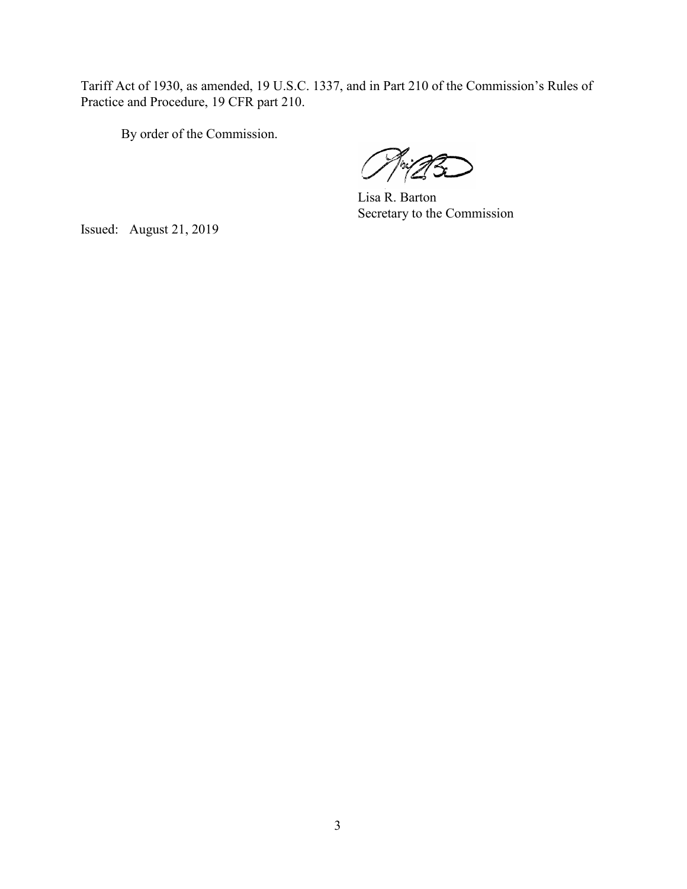Tariff Act of 1930, as amended, 19 U.S.C. 1337, and in Part 210 of the Commission's Rules of Practice and Procedure, 19 CFR part 210.

By order of the Commission.

Lisa R. Barton
Secretary to the Commission

Issued: August 21, 2019